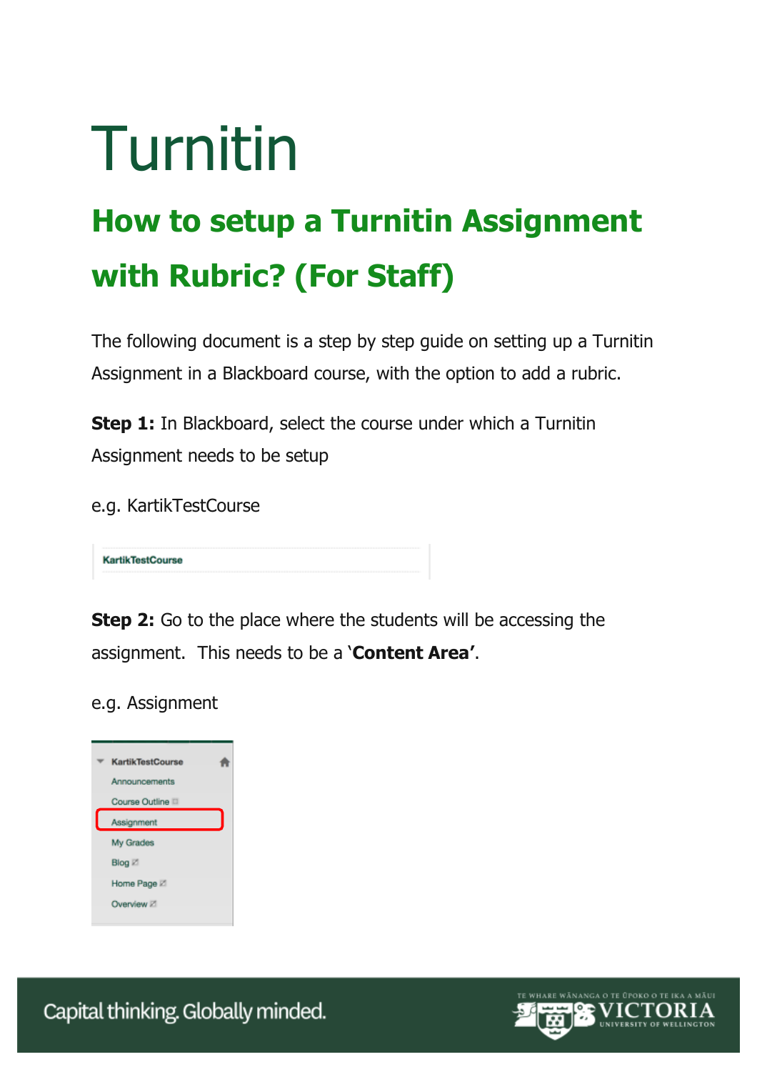# Turnitin

## How to setup a Turnitin Assignment with Rubric? (For Staff)

The following document is a step by step guide on setting up a Turnitin Assignment in a Blackboard course, with the option to add a rubric.

**Step 1:** In Blackboard, select the course under which a Turnitin Assignment needs to be setup

e.g. KartikTestCourse

**Step 2:** Go to the place where the students will be accessing the assignment. This needs to be a '**Content Area'**.

e.g. Assignment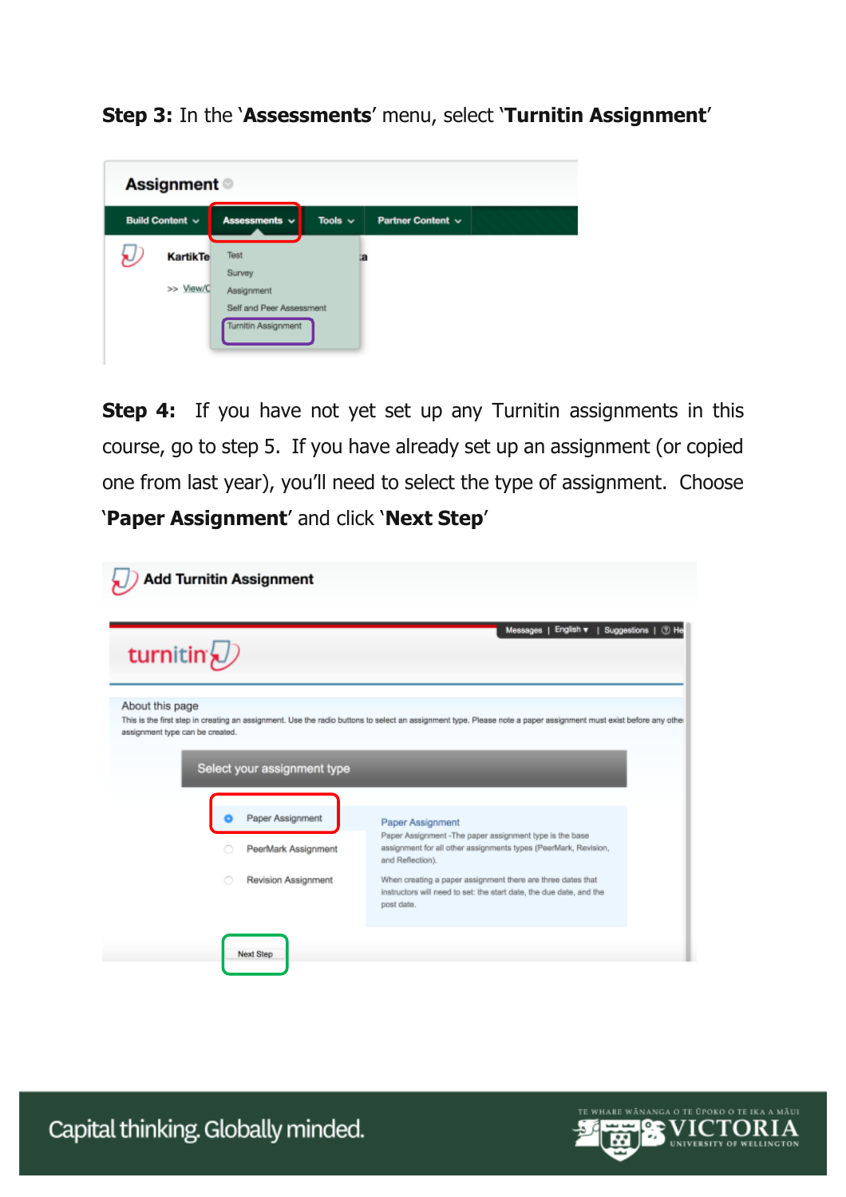**Step 3:** In the '**Assessments**' menu, select '**Turnitin Assignment**'

**Step 4:** If you have not yet set up any Turnitin assignments in this course, go to step 5. If you have already set up an assignment (or copied one from last year), you'll need to select the type of assignment. Choose '**Paper Assignment**' and click '**Next Step**'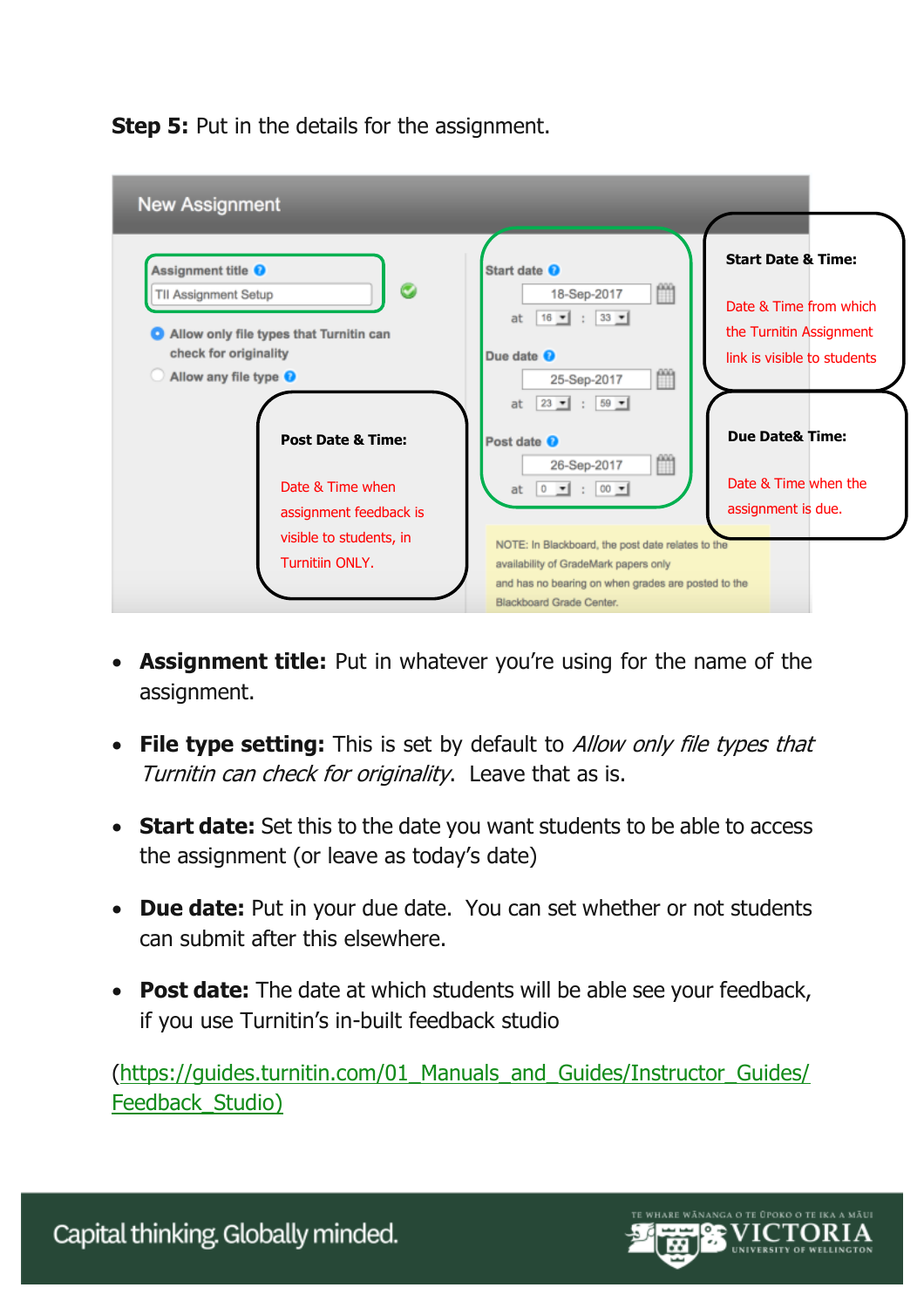**Step 5:** Put in the details for the assignment.

New Assignment

Assignment title
TII Assignment Setup

Allow only file types that Turnitin can check for originality
Allow any file type

Start date
18-Sep-2017
at 16 : 33

Due date
25-Sep-2017
at 23 : 59

Post date
26-Sep-2017
at 0 : 00

NOTE: In Blackboard, the post date relates to the availability of GradeMark papers only and has no bearing on when grades are posted to the Blackboard Grade Center.

**Start Date & Time:**

Date & Time from which the Turnitin Assignment link is visible to students

**Due Date& Time:**

Date & Time when the assignment is due.

**Post Date & Time:**

Date & Time when assignment feedback is visible to students, in Turnitiin ONLY.

- **Assignment title:** Put in whatever you're using for the name of the assignment.
- **File type setting:** This is set by default to *Allow only file types that Turnitin can check for originality*. Leave that as is.
- **Start date:** Set this to the date you want students to be able to access the assignment (or leave as today's date)
- **Due date:** Put in your due date. You can set whether or not students can submit after this elsewhere.
- **Post date:** The date at which students will be able see your feedback, if you use Turnitin's in-built feedback studio

(https://guides.turnitin.com/01_Manuals_and_Guides/Instructor_Guides/Feedback_Studio)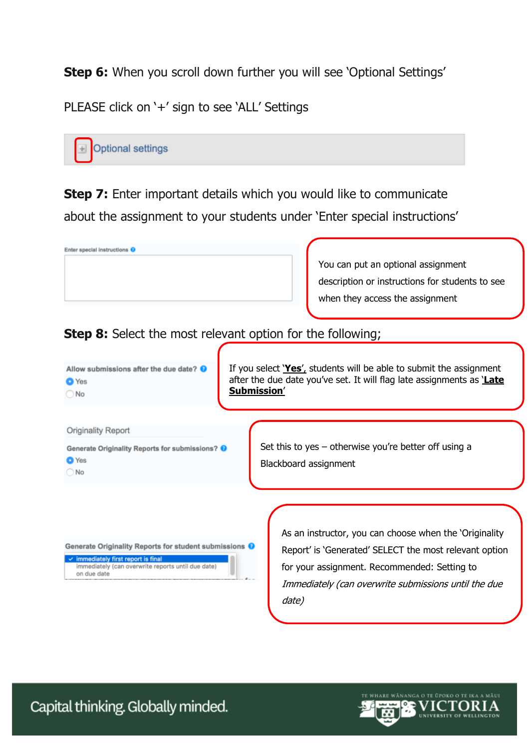**Step 6:** When you scroll down further you will see 'Optional Settings'

PLEASE click on '+' sign to see 'ALL' Settings

Optional settings

**Step 7:** Enter important details which you would like to communicate about the assignment to your students under 'Enter special instructions'

Enter special instructions

You can put an optional assignment description or instructions for students to see when they access the assignment

**Step 8:** Select the most relevant option for the following;

Allow submissions after the due date?
- Yes
- No

If you select '**Yes**', students will be able to submit the assignment after the due date you've set. It will flag late assignments as '**Late Submission**'

Originality Report

Generate Originality Reports for submissions?
- Yes
- No

Set this to yes – otherwise you're better off using a Blackboard assignment

Generate Originality Reports for student submissions
- immediately first report is final
- immediately (can overwrite reports until due date)
- on due date

As an instructor, you can choose when the 'Originality Report' is 'Generated' SELECT the most relevant option for your assignment. Recommended: Setting to *Immediately (can overwrite submissions until the due date)*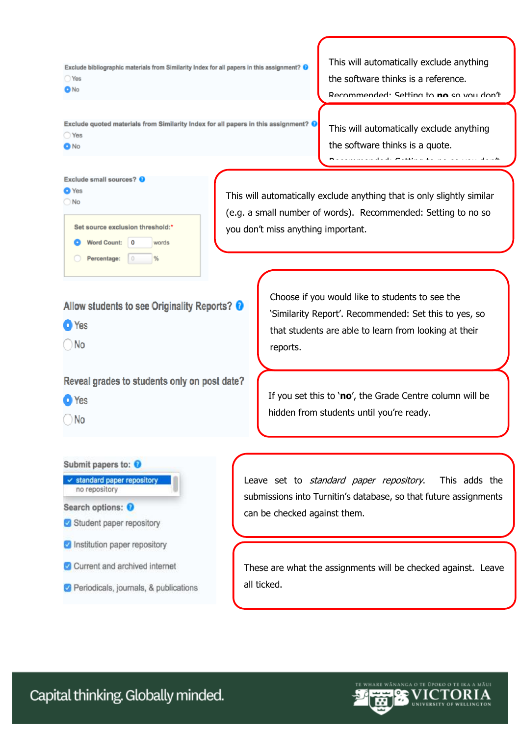Exclude bibliographic materials from Similarity Index for all papers in this assignment?

- Yes
- No (selected)

This will automatically exclude anything the software thinks is a reference.

Recommended: Setting to **no** so you don't

Exclude quoted materials from Similarity Index for all papers in this assignment?

- Yes
- No (selected)

This will automatically exclude anything the software thinks is a quote.

Recommended: Setting to no so you don't

Exclude small sources?

- Yes (selected)
- No

Set source exclusion threshold:*

- Word Count: 0 words (selected)
- Percentage: 0 %

This will automatically exclude anything that is only slightly similar (e.g. a small number of words). Recommended: Setting to no so you don't miss anything important.

Allow students to see Originality Reports?

- Yes (selected)
- No

Choose if you would like to students to see the 'Similarity Report'. Recommended: Set this to yes, so that students are able to learn from looking at their reports.

Reveal grades to students only on post date?

- Yes (selected)
- No

If you set this to '**no**', the Grade Centre column will be hidden from students until you're ready.

Submit papers to:

- ✓ standard paper repository
- no repository

Leave set to *standard paper repository*. This adds the submissions into Turnitin's database, so that future assignments can be checked against them.

Search options:

- ☑ Student paper repository
- ☑ Institution paper repository
- ☑ Current and archived internet
- ☑ Periodicals, journals, & publications

These are what the assignments will be checked against. Leave all ticked.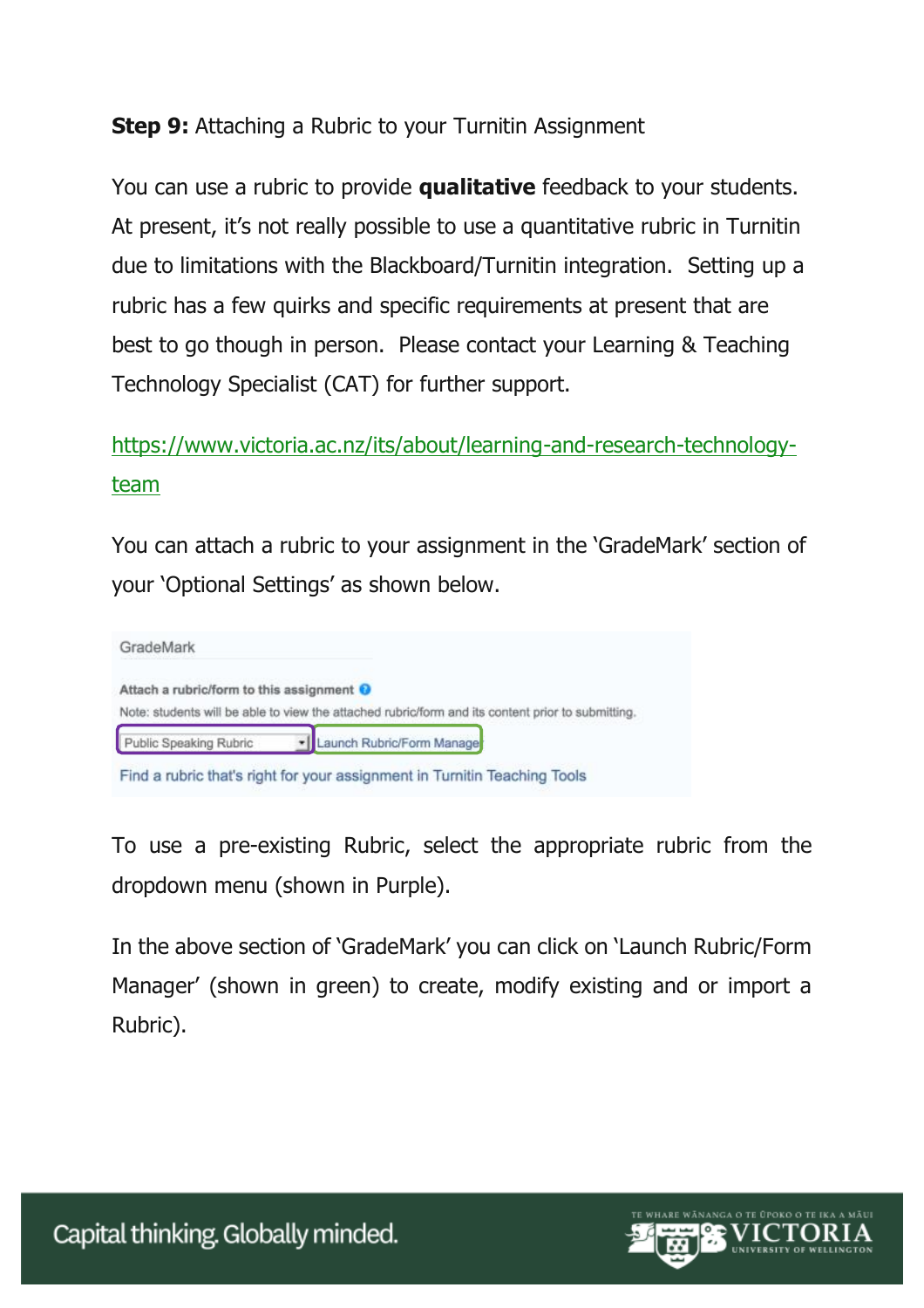**Step 9:** Attaching a Rubric to your Turnitin Assignment

You can use a rubric to provide **qualitative** feedback to your students. At present, it's not really possible to use a quantitative rubric in Turnitin due to limitations with the Blackboard/Turnitin integration. Setting up a rubric has a few quirks and specific requirements at present that are best to go though in person. Please contact your Learning & Teaching Technology Specialist (CAT) for further support.

https://www.victoria.ac.nz/its/about/learning-and-research-technology-team

You can attach a rubric to your assignment in the 'GradeMark' section of your 'Optional Settings' as shown below.

GradeMark

**Attach a rubric/form to this assignment**

Note: students will be able to view the attached rubric/form and its content prior to submitting.

Public Speaking Rubric | Launch Rubric/Form Manager

Find a rubric that's right for your assignment in Turnitin Teaching Tools

To use a pre-existing Rubric, select the appropriate rubric from the dropdown menu (shown in Purple).

In the above section of 'GradeMark' you can click on 'Launch Rubric/Form Manager' (shown in green) to create, modify existing and or import a Rubric).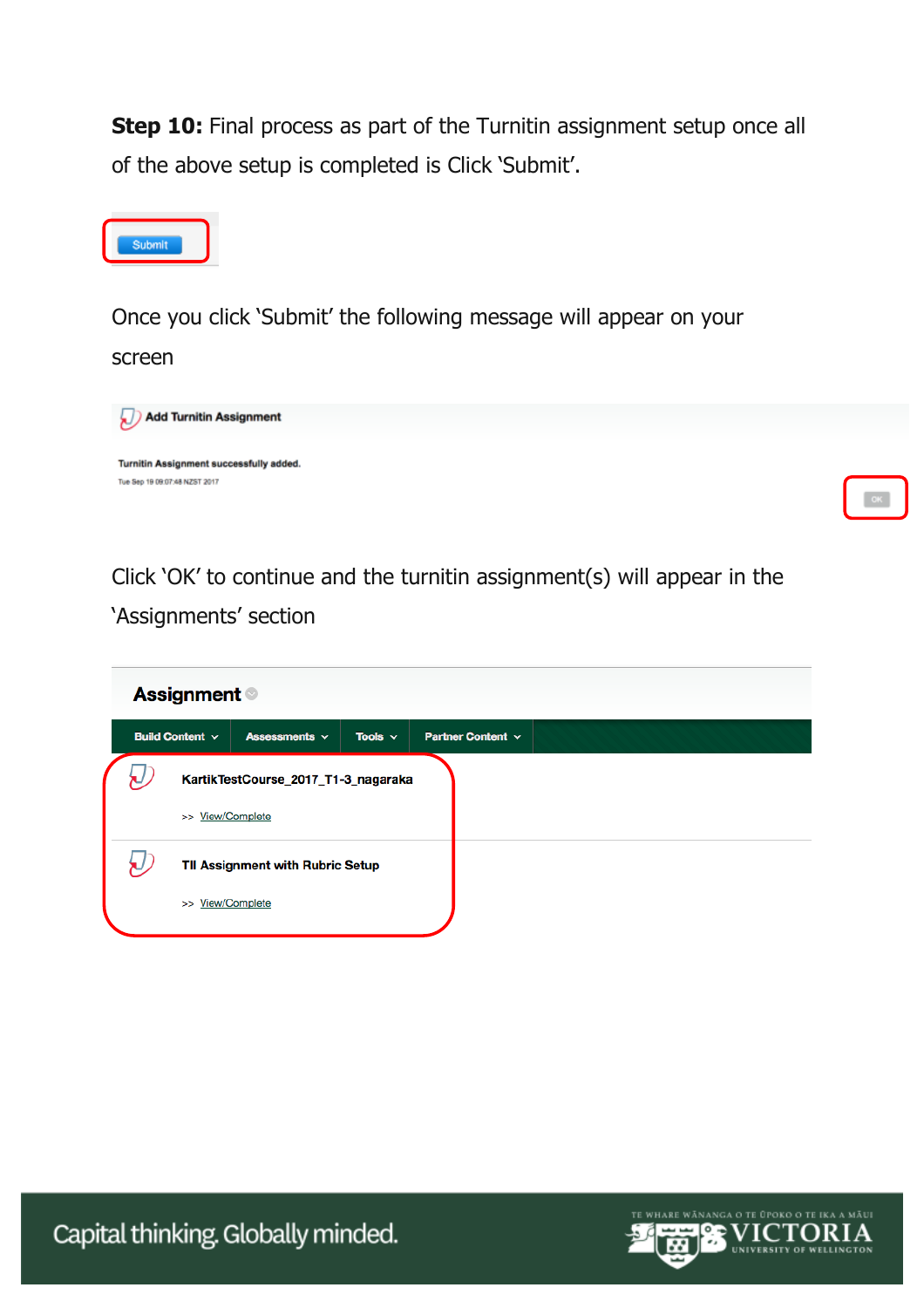**Step 10:** Final process as part of the Turnitin assignment setup once all of the above setup is completed is Click 'Submit'.

Submit

Once you click 'Submit' the following message will appear on your screen

Add Turnitin Assignment

Turnitin Assignment successfully added.

Tue Sep 19 09:07:48 NZST 2017

OK

Click 'OK' to continue and the turnitin assignment(s) will appear in the 'Assignments' section

Assignment

Build Content | Assessments | Tools | Partner Content

KartikTestCourse_2017_T1-3_nagaraka

>> View/Complete

TII Assignment with Rubric Setup

>> View/Complete